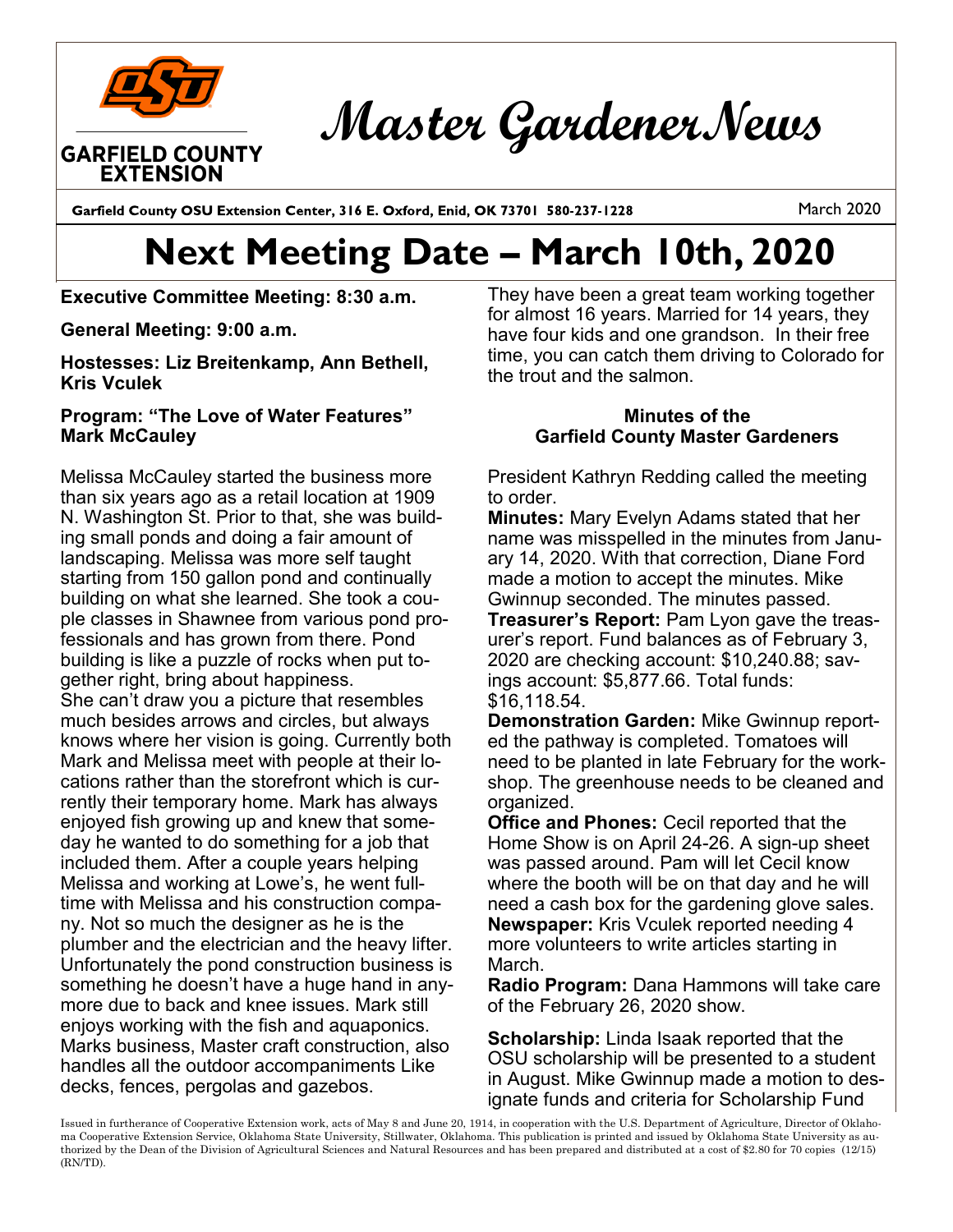GARFIELD COUNTY EXTENSION

# Master Gardener News

**Garfield County OSU Extension Center, 316 E. Oxford, Enid, OK 73701 580-237-1228**

March 2020

# Next Meeting Date – March 10th, 2020

**Executive Committee Meeting: 8:30 a.m.**

**General Meeting: 9:00 a.m.**

**Hostesses: Liz Breitenkamp, Ann Bethell, Kris Vculek**

**Program: "The Love of Water Features" Mark McCauley**

Melissa McCauley started the business more than six years ago as a retail location at 1909 N. Washington St. Prior to that, she was building small ponds and doing a fair amount of landscaping. Melissa was more self taught starting from 150 gallon pond and continually building on what she learned. She took a couple classes in Shawnee from various pond professionals and has grown from there. Pond building is like a puzzle of rocks when put together right, bring about happiness.
She can't draw you a picture that resembles much besides arrows and circles, but always knows where her vision is going. Currently both Mark and Melissa meet with people at their locations rather than the storefront which is currently their temporary home. Mark has always enjoyed fish growing up and knew that someday he wanted to do something for a job that included them. After a couple years helping Melissa and working at Lowe's, he went full-time with Melissa and his construction company. Not so much the designer as he is the plumber and the electrician and the heavy lifter. Unfortunately the pond construction business is something he doesn't have a huge hand in anymore due to back and knee issues. Mark still enjoys working with the fish and aquaponics. Marks business, Master craft construction, also handles all the outdoor accompaniments Like decks, fences, pergolas and gazebos.

They have been a great team working together for almost 16 years. Married for 14 years, they have four kids and one grandson. In their free time, you can catch them driving to Colorado for the trout and the salmon.

### Minutes of the Garfield County Master Gardeners

President Kathryn Redding called the meeting to order.
**Minutes:** Mary Evelyn Adams stated that her name was misspelled in the minutes from January 14, 2020. With that correction, Diane Ford made a motion to accept the minutes. Mike Gwinnup seconded. The minutes passed.
**Treasurer's Report:** Pam Lyon gave the treasurer's report. Fund balances as of February 3, 2020 are checking account: $10,240.88; savings account: $5,877.66. Total funds: $16,118.54.
**Demonstration Garden:** Mike Gwinnup reported the pathway is completed. Tomatoes will need to be planted in late February for the workshop. The greenhouse needs to be cleaned and organized.
**Office and Phones:** Cecil reported that the Home Show is on April 24-26. A sign-up sheet was passed around. Pam will let Cecil know where the booth will be on that day and he will need a cash box for the gardening glove sales.
**Newspaper:** Kris Vculek reported needing 4 more volunteers to write articles starting in March.
**Radio Program:** Dana Hammons will take care of the February 26, 2020 show.

**Scholarship:** Linda Isaak reported that the OSU scholarship will be presented to a student in August. Mike Gwinnup made a motion to designate funds and criteria for Scholarship Fund

Issued in furtherance of Cooperative Extension work, acts of May 8 and June 20, 1914, in cooperation with the U.S. Department of Agriculture, Director of Oklahoma Cooperative Extension Service, Oklahoma State University, Stillwater, Oklahoma. This publication is printed and issued by Oklahoma State University as authorized by the Dean of the Division of Agricultural Sciences and Natural Resources and has been prepared and distributed at a cost of $2.80 for 70 copies (12/15) (RN/TD).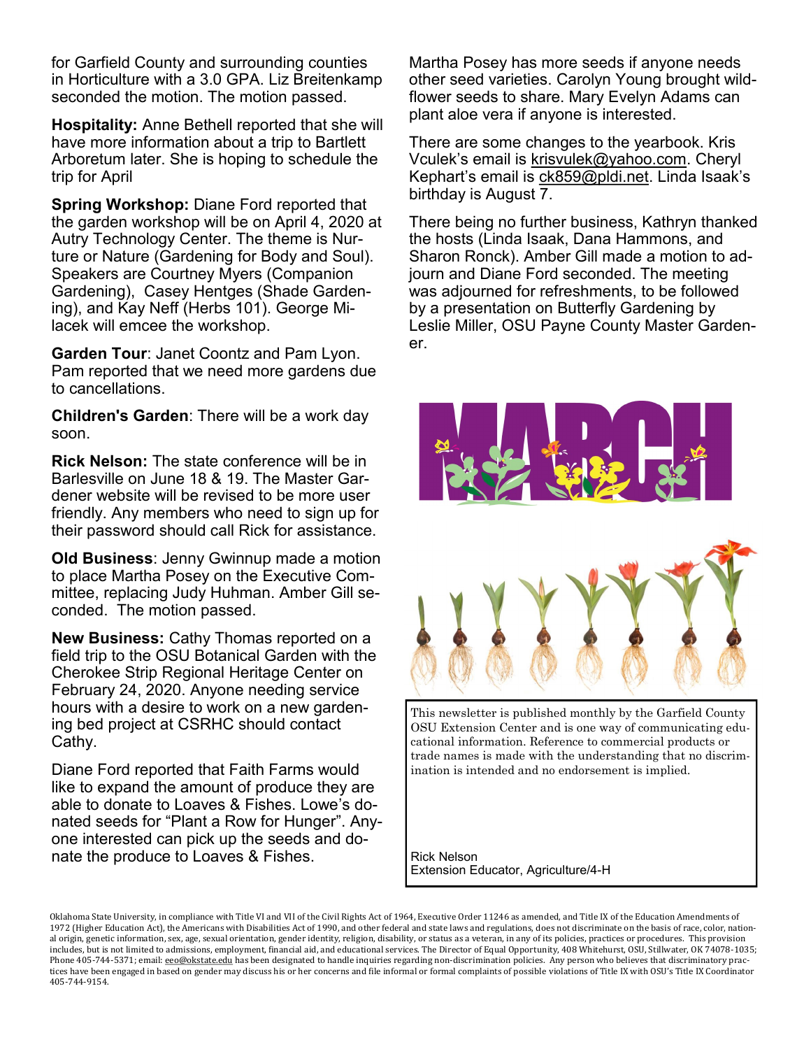for Garfield County and surrounding counties in Horticulture with a 3.0 GPA. Liz Breitenkamp seconded the motion. The motion passed.

**Hospitality:** Anne Bethell reported that she will have more information about a trip to Bartlett Arboretum later. She is hoping to schedule the trip for April

**Spring Workshop:** Diane Ford reported that the garden workshop will be on April 4, 2020 at Autry Technology Center. The theme is Nurture or Nature (Gardening for Body and Soul). Speakers are Courtney Myers (Companion Gardening), Casey Hentges (Shade Gardening), and Kay Neff (Herbs 101). George Milacek will emcee the workshop.

**Garden Tour**: Janet Coontz and Pam Lyon. Pam reported that we need more gardens due to cancellations.

**Children's Garden**: There will be a work day soon.

**Rick Nelson:** The state conference will be in Barlesville on June 18 & 19. The Master Gardener website will be revised to be more user friendly. Any members who need to sign up for their password should call Rick for assistance.

**Old Business**: Jenny Gwinnup made a motion to place Martha Posey on the Executive Committee, replacing Judy Huhman. Amber Gill seconded. The motion passed.

**New Business:** Cathy Thomas reported on a field trip to the OSU Botanical Garden with the Cherokee Strip Regional Heritage Center on February 24, 2020. Anyone needing service hours with a desire to work on a new gardening bed project at CSRHC should contact Cathy.

Diane Ford reported that Faith Farms would like to expand the amount of produce they are able to donate to Loaves & Fishes. Lowe's donated seeds for "Plant a Row for Hunger". Anyone interested can pick up the seeds and donate the produce to Loaves & Fishes.

Martha Posey has more seeds if anyone needs other seed varieties. Carolyn Young brought wildflower seeds to share. Mary Evelyn Adams can plant aloe vera if anyone is interested.

There are some changes to the yearbook. Kris Vculek's email is krisvulek@yahoo.com. Cheryl Kephart's email is ck859@pldi.net. Linda Isaak's birthday is August 7.

There being no further business, Kathryn thanked the hosts (Linda Isaak, Dana Hammons, and Sharon Ronck). Amber Gill made a motion to adjourn and Diane Ford seconded. The meeting was adjourned for refreshments, to be followed by a presentation on Butterfly Gardening by Leslie Miller, OSU Payne County Master Gardener.

MARCH

This newsletter is published monthly by the Garfield County OSU Extension Center and is one way of communicating educational information. Reference to commercial products or trade names is made with the understanding that no discrimination is intended and no endorsement is implied.

Rick Nelson
Extension Educator, Agriculture/4-H

Oklahoma State University, in compliance with Title VI and VII of the Civil Rights Act of 1964, Executive Order 11246 as amended, and Title IX of the Education Amendments of 1972 (Higher Education Act), the Americans with Disabilities Act of 1990, and other federal and state laws and regulations, does not discriminate on the basis of race, color, national origin, genetic information, sex, age, sexual orientation, gender identity, religion, disability, or status as a veteran, in any of its policies, practices or procedures. This provision includes, but is not limited to admissions, employment, financial aid, and educational services. The Director of Equal Opportunity, 408 Whitehurst, OSU, Stillwater, OK 74078-1035; Phone 405-744-5371; email: eeo@okstate.edu has been designated to handle inquiries regarding non-discrimination policies. Any person who believes that discriminatory practices have been engaged in based on gender may discuss his or her concerns and file informal or formal complaints of possible violations of Title IX with OSU's Title IX Coordinator 405-744-9154.